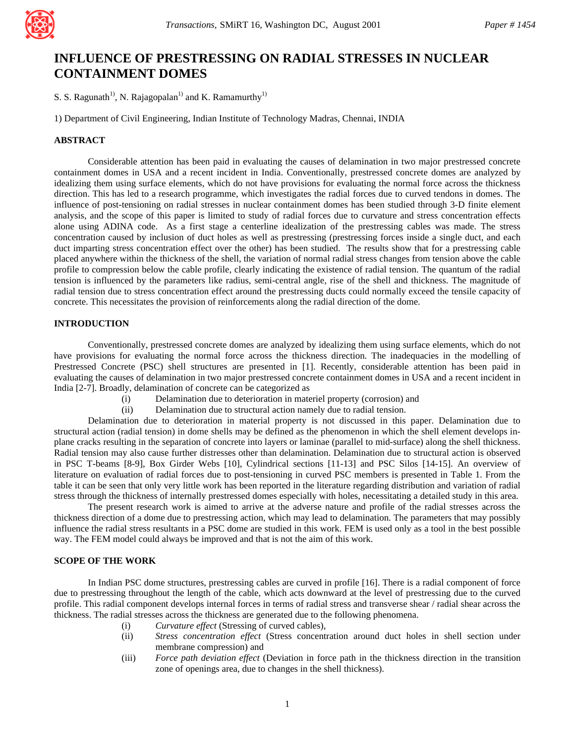# INFLUENCE OF PRESTRESSING ON RADIAL STRESSES IN NUCLEAR CONTAINMENT DOMES

S. S. Ragunath[1)], N. Rajagopalan[1)] and K. Ramamurthy[1)]

1) Department of Civil Engineering, Indian Institute of Technology Madras, Chennai, INDIA

## ABSTRACT

Considerable attention has been paid in evaluating the causes of delamination in two major prestressed concrete containment domes in USA and a recent incident in India. Conventionally, prestressed concrete domes are analyzed by idealizing them using surface elements, which do not have provisions for evaluating the normal force across the thickness direction. This has led to a research programme, which investigates the radial forces due to curved tendons in domes. The influence of post-tensioning on radial stresses in nuclear containment domes has been studied through 3-D finite element analysis, and the scope of this paper is limited to study of radial forces due to curvature and stress concentration effects alone using ADINA code. As a first stage a centerline idealization of the prestressing cables was made. The stress concentration caused by inclusion of duct holes as well as prestressing (prestressing forces inside a single duct, and each duct imparting stress concentration effect over the other) has been studied. The results show that for a prestressing cable placed anywhere within the thickness of the shell, the variation of normal radial stress changes from tension above the cable profile to compression below the cable profile, clearly indicating the existence of radial tension. The quantum of the radial tension is influenced by the parameters like radius, semi-central angle, rise of the shell and thickness. The magnitude of radial tension due to stress concentration effect around the prestressing ducts could normally exceed the tensile capacity of concrete. This necessitates the provision of reinforcements along the radial direction of the dome.

## INTRODUCTION

Conventionally, prestressed concrete domes are analyzed by idealizing them using surface elements, which do not have provisions for evaluating the normal force across the thickness direction. The inadequacies in the modelling of Prestressed Concrete (PSC) shell structures are presented in [1]. Recently, considerable attention has been paid in evaluating the causes of delamination in two major prestressed concrete containment domes in USA and a recent incident in India [2-7]. Broadly, delamination of concrete can be categorized as

(i) Delamination due to deterioration in materiel property (corrosion) and
(ii) Delamination due to structural action namely due to radial tension.

Delamination due to deterioration in material property is not discussed in this paper. Delamination due to structural action (radial tension) in dome shells may be defined as the phenomenon in which the shell element develops in-plane cracks resulting in the separation of concrete into layers or laminae (parallel to mid-surface) along the shell thickness. Radial tension may also cause further distresses other than delamination. Delamination due to structural action is observed in PSC T-beams [8-9], Box Girder Webs [10], Cylindrical sections [11-13] and PSC Silos [14-15]. An overview of literature on evaluation of radial forces due to post-tensioning in curved PSC members is presented in Table 1. From the table it can be seen that only very little work has been reported in the literature regarding distribution and variation of radial stress through the thickness of internally prestressed domes especially with holes, necessitating a detailed study in this area.

The present research work is aimed to arrive at the adverse nature and profile of the radial stresses across the thickness direction of a dome due to prestressing action, which may lead to delamination. The parameters that may possibly influence the radial stress resultants in a PSC dome are studied in this work. FEM is used only as a tool in the best possible way. The FEM model could always be improved and that is not the aim of this work.

## SCOPE OF THE WORK

In Indian PSC dome structures, prestressing cables are curved in profile [16]. There is a radial component of force due to prestressing throughout the length of the cable, which acts downward at the level of prestressing due to the curved profile. This radial component develops internal forces in terms of radial stress and transverse shear / radial shear across the thickness. The radial stresses across the thickness are generated due to the following phenomena.

(i) *Curvature effect* (Stressing of curved cables),
(ii) *Stress concentration effect* (Stress concentration around duct holes in shell section under membrane compression) and
(iii) *Force path deviation effect* (Deviation in force path in the thickness direction in the transition zone of openings area, due to changes in the shell thickness).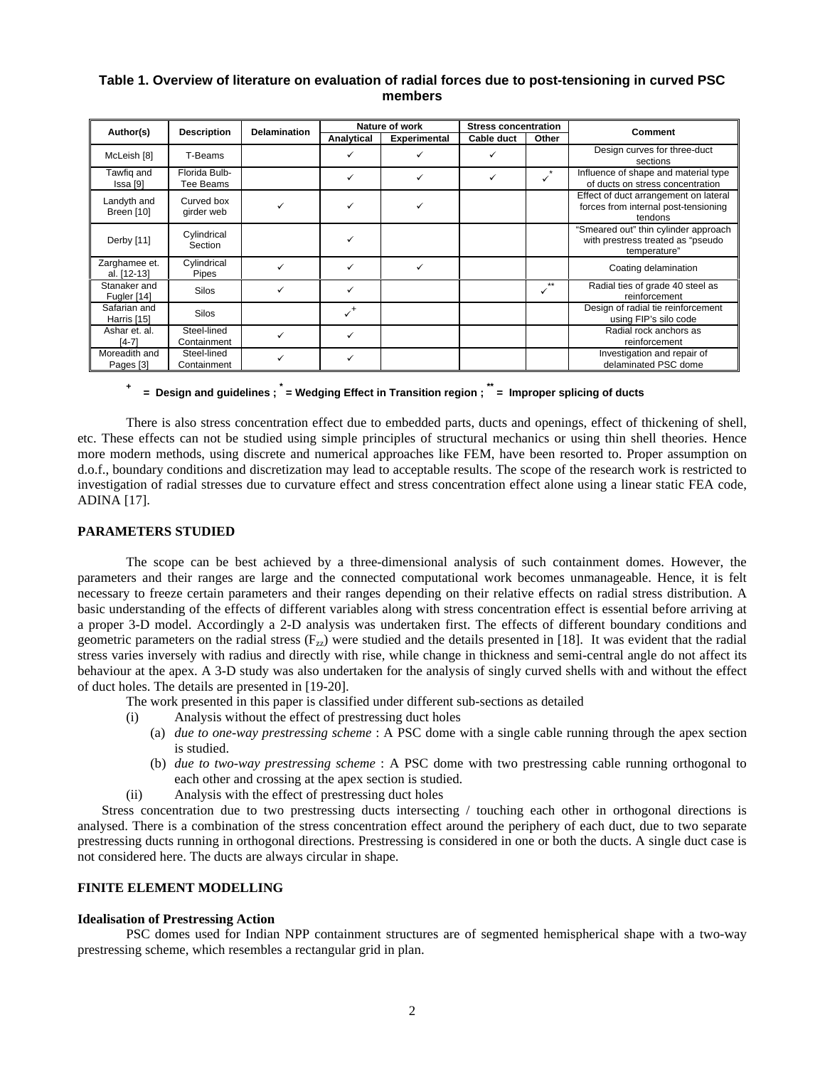**Table 1. Overview of literature on evaluation of radial forces due to post-tensioning in curved PSC members**

| Author(s) | Description | Delamination | Nature of work | | Stress concentration | | Comment |
|---|---|---|---|---|---|---|---|
| | | | Analytical | Experimental | Cable duct | Other | |
| McLeish [8] | T-Beams | | ✓ | ✓ | ✓ | | Design curves for three-duct sections |
| Tawfiq and Issa [9] | Florida Bulb-Tee Beams | | ✓ | ✓ | ✓ | ✓* | Influence of shape and material type of ducts on stress concentration |
| Landyth and Breen [10] | Curved box girder web | ✓ | ✓ | ✓ | | | Effect of duct arrangement on lateral forces from internal post-tensioning tendons |
| Derby [11] | Cylindrical Section | | ✓ | | | | "Smeared out" thin cylinder approach with prestress treated as "pseudo temperature" |
| Zarghamee et. al. [12-13] | Cylindrical Pipes | ✓ | ✓ | ✓ | | | Coating delamination |
| Stanaker and Fugler [14] | Silos | ✓ | ✓ | | | ✓** | Radial ties of grade 40 steel as reinforcement |
| Safarian and Harris [15] | Silos | | ✓+ | | | | Design of radial tie reinforcement using FIP's silo code |
| Ashar et. al. [4-7] | Steel-lined Containment | ✓ | ✓ | | | | Radial rock anchors as reinforcement |
| Moreadith and Pages [3] | Steel-lined Containment | ✓ | ✓ | | | | Investigation and repair of delaminated PSC dome |

**+ = Design and guidelines ; * = Wedging Effect in Transition region ; ** = Improper splicing of ducts**

There is also stress concentration effect due to embedded parts, ducts and openings, effect of thickening of shell, etc. These effects can not be studied using simple principles of structural mechanics or using thin shell theories. Hence more modern methods, using discrete and numerical approaches like FEM, have been resorted to. Proper assumption on d.o.f., boundary conditions and discretization may lead to acceptable results. The scope of the research work is restricted to investigation of radial stresses due to curvature effect and stress concentration effect alone using a linear static FEA code, ADINA [17].

## PARAMETERS STUDIED

The scope can be best achieved by a three-dimensional analysis of such containment domes. However, the parameters and their ranges are large and the connected computational work becomes unmanageable. Hence, it is felt necessary to freeze certain parameters and their ranges depending on their relative effects on radial stress distribution. A basic understanding of the effects of different variables along with stress concentration effect is essential before arriving at a proper 3-D model. Accordingly a 2-D analysis was undertaken first. The effects of different boundary conditions and geometric parameters on the radial stress ($F_{zz}$) were studied and the details presented in [18]. It was evident that the radial stress varies inversely with radius and directly with rise, while change in thickness and semi-central angle do not affect its behaviour at the apex. A 3-D study was also undertaken for the analysis of singly curved shells with and without the effect of duct holes. The details are presented in [19-20].

The work presented in this paper is classified under different sub-sections as detailed

(i) Analysis without the effect of prestressing duct holes
   - (a) *due to one-way prestressing scheme* : A PSC dome with a single cable running through the apex section is studied.
   - (b) *due to two-way prestressing scheme* : A PSC dome with two prestressing cable running orthogonal to each other and crossing at the apex section is studied.

(ii) Analysis with the effect of prestressing duct holes

Stress concentration due to two prestressing ducts intersecting / touching each other in orthogonal directions is analysed. There is a combination of the stress concentration effect around the periphery of each duct, due to two separate prestressing ducts running in orthogonal directions. Prestressing is considered in one or both the ducts. A single duct case is not considered here. The ducts are always circular in shape.

## FINITE ELEMENT MODELLING

### Idealisation of Prestressing Action

PSC domes used for Indian NPP containment structures are of segmented hemispherical shape with a two-way prestressing scheme, which resembles a rectangular grid in plan.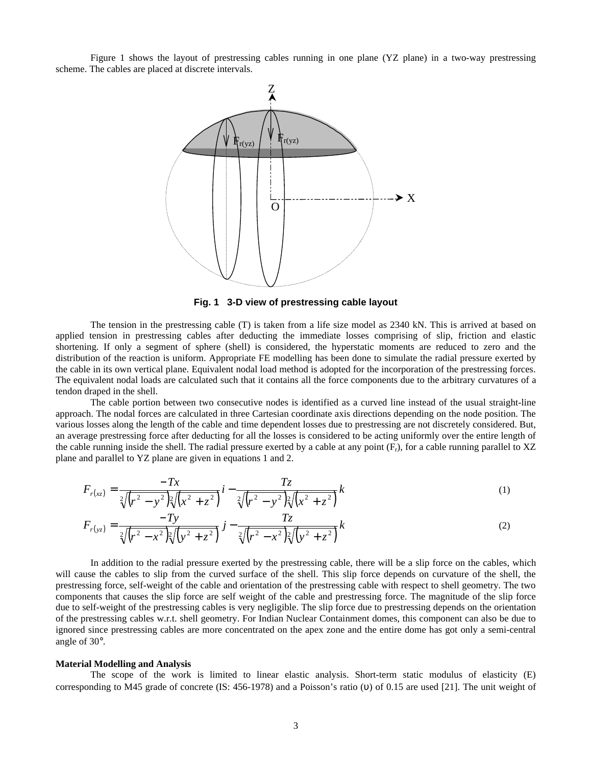Figure 1 shows the layout of prestressing cables running in one plane (YZ plane) in a two-way prestressing scheme. The cables are placed at discrete intervals.

**Fig. 1 3-D view of prestressing cable layout**

The tension in the prestressing cable (T) is taken from a life size model as 2340 kN. This is arrived at based on applied tension in prestressing cables after deducting the immediate losses comprising of slip, friction and elastic shortening. If only a segment of sphere (shell) is considered, the hyperstatic moments are reduced to zero and the distribution of the reaction is uniform. Appropriate FE modelling has been done to simulate the radial pressure exerted by the cable in its own vertical plane. Equivalent nodal load method is adopted for the incorporation of the prestressing forces. The equivalent nodal loads are calculated such that it contains all the force components due to the arbitrary curvatures of a tendon draped in the shell.

The cable portion between two consecutive nodes is identified as a curved line instead of the usual straight-line approach. The nodal forces are calculated in three Cartesian coordinate axis directions depending on the node position. The various losses along the length of the cable and time dependent losses due to prestressing are not discretely considered. But, an average prestressing force after deducting for all the losses is considered to be acting uniformly over the entire length of the cable running inside the shell. The radial pressure exerted by a cable at any point ($F_r$), for a cable running parallel to XZ plane and parallel to YZ plane are given in equations 1 and 2.

$$F_{r(xz)} = \frac{-Tx}{\sqrt[2]{\left(r^2 - y^2\right)}\sqrt[2]{\left(x^2 + z^2\right)}}\, i - \frac{Tz}{\sqrt[2]{\left(r^2 - y^2\right)}\sqrt[2]{\left(x^2 + z^2\right)}}\, k \qquad (1)$$

$$F_{r(yz)} = \frac{-Ty}{\sqrt[2]{\left(r^2 - x^2\right)}\sqrt[2]{\left(y^2 + z^2\right)}}\, j - \frac{Tz}{\sqrt[2]{\left(r^2 - x^2\right)}\sqrt[2]{\left(y^2 + z^2\right)}}\, k \qquad (2)$$

In addition to the radial pressure exerted by the prestressing cable, there will be a slip force on the cables, which will cause the cables to slip from the curved surface of the shell. This slip force depends on curvature of the shell, the prestressing force, self-weight of the cable and orientation of the prestressing cable with respect to shell geometry. The two components that causes the slip force are self weight of the cable and prestressing force. The magnitude of the slip force due to self-weight of the prestressing cables is very negligible. The slip force due to prestressing depends on the orientation of the prestressing cables w.r.t. shell geometry. For Indian Nuclear Containment domes, this component can also be due to ignored since prestressing cables are more concentrated on the apex zone and the entire dome has got only a semi-central angle of 30°.

**Material Modelling and Analysis**

The scope of the work is limited to linear elastic analysis. Short-term static modulus of elasticity (E) corresponding to M45 grade of concrete (IS: 456-1978) and a Poisson's ratio ($\upsilon$) of 0.15 are used [21]. The unit weight of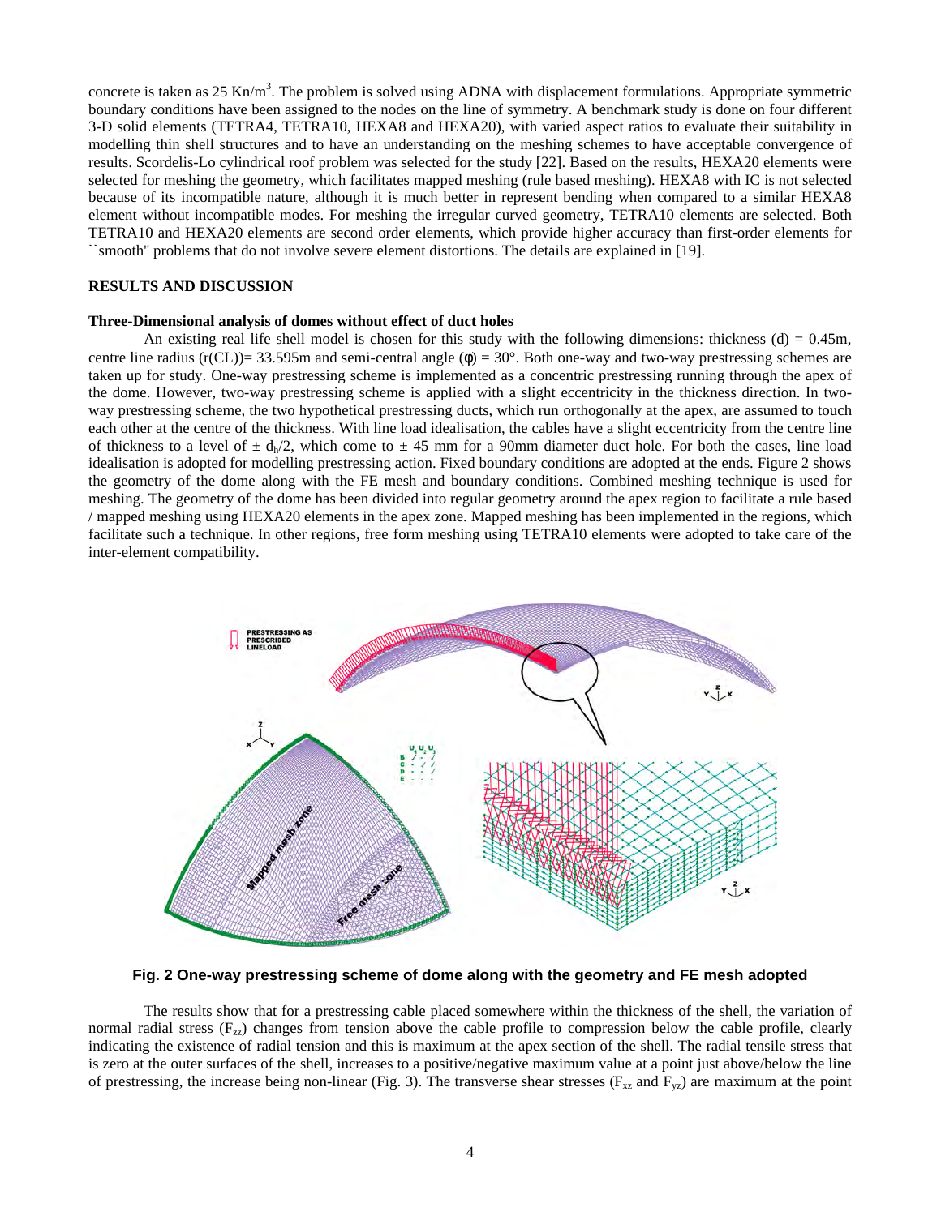concrete is taken as 25 Kn/m$^3$. The problem is solved using ADNA with displacement formulations. Appropriate symmetric boundary conditions have been assigned to the nodes on the line of symmetry. A benchmark study is done on four different 3-D solid elements (TETRA4, TETRA10, HEXA8 and HEXA20), with varied aspect ratios to evaluate their suitability in modelling thin shell structures and to have an understanding on the meshing schemes to have acceptable convergence of results. Scordelis-Lo cylindrical roof problem was selected for the study [22]. Based on the results, HEXA20 elements were selected for meshing the geometry, which facilitates mapped meshing (rule based meshing). HEXA8 with IC is not selected because of its incompatible nature, although it is much better in represent bending when compared to a similar HEXA8 element without incompatible modes. For meshing the irregular curved geometry, TETRA10 elements are selected. Both TETRA10 and HEXA20 elements are second order elements, which provide higher accuracy than first-order elements for ``smooth'' problems that do not involve severe element distortions. The details are explained in [19].

## RESULTS AND DISCUSSION

### Three-Dimensional analysis of domes without effect of duct holes

An existing real life shell model is chosen for this study with the following dimensions: thickness (d) = 0.45m, centre line radius (r(CL))= 33.595m and semi-central angle ($\phi$) = 30°. Both one-way and two-way prestressing schemes are taken up for study. One-way prestressing scheme is implemented as a concentric prestressing running through the apex of the dome. However, two-way prestressing scheme is applied with a slight eccentricity in the thickness direction. In two-way prestressing scheme, the two hypothetical prestressing ducts, which run orthogonally at the apex, are assumed to touch each other at the centre of the thickness. With line load idealisation, the cables have a slight eccentricity from the centre line of thickness to a level of $\pm$ $d_h/2$, which come to $\pm$ 45 mm for a 90mm diameter duct hole. For both the cases, line load idealisation is adopted for modelling prestressing action. Fixed boundary conditions are adopted at the ends. Figure 2 shows the geometry of the dome along with the FE mesh and boundary conditions. Combined meshing technique is used for meshing. The geometry of the dome has been divided into regular geometry around the apex region to facilitate a rule based / mapped meshing using HEXA20 elements in the apex zone. Mapped meshing has been implemented in the regions, which facilitate such a technique. In other regions, free form meshing using TETRA10 elements were adopted to take care of the inter-element compatibility.

**Fig. 2 One-way prestressing scheme of dome along with the geometry and FE mesh adopted**

The results show that for a prestressing cable placed somewhere within the thickness of the shell, the variation of normal radial stress ($F_{zz}$) changes from tension above the cable profile to compression below the cable profile, clearly indicating the existence of radial tension and this is maximum at the apex section of the shell. The radial tensile stress that is zero at the outer surfaces of the shell, increases to a positive/negative maximum value at a point just above/below the line of prestressing, the increase being non-linear (Fig. 3). The transverse shear stresses ($F_{xz}$ and $F_{yz}$) are maximum at the point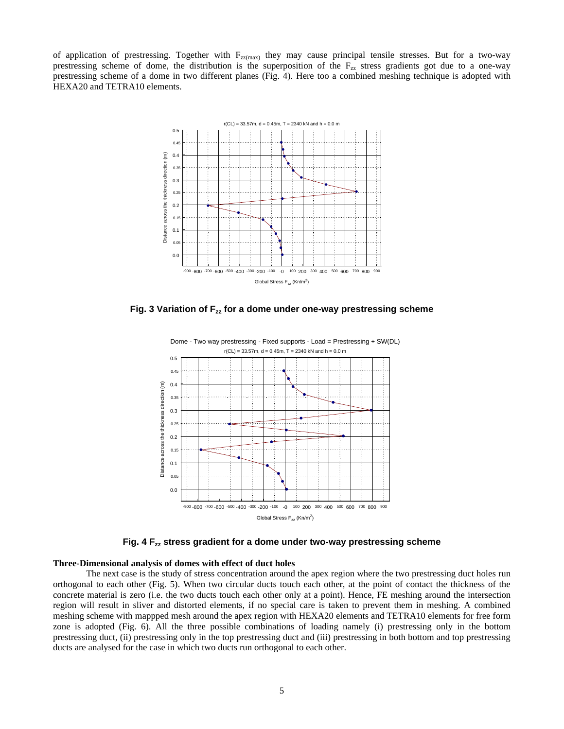of application of prestressing. Together with $F_{zz(max)}$ they may cause principal tensile stresses. But for a two-way prestressing scheme of dome, the distribution is the superposition of the $F_{zz}$ stress gradients got due to a one-way prestressing scheme of a dome in two different planes (Fig. 4). Here too a combined meshing technique is adopted with HEXA20 and TETRA10 elements.

**Fig. 3 Variation of $F_{zz}$ for a dome under one-way prestressing scheme**

**Fig. 4 $F_{zz}$ stress gradient for a dome under two-way prestressing scheme**

### Three-Dimensional analysis of domes with effect of duct holes

The next case is the study of stress concentration around the apex region where the two prestressing duct holes run orthogonal to each other (Fig. 5). When two circular ducts touch each other, at the point of contact the thickness of the concrete material is zero (i.e. the two ducts touch each other only at a point). Hence, FE meshing around the intersection region will result in sliver and distorted elements, if no special care is taken to prevent them in meshing. A combined meshing scheme with mappped mesh around the apex region with HEXA20 elements and TETRA10 elements for free form zone is adopted (Fig. 6). All the three possible combinations of loading namely (i) prestressing only in the bottom prestressing duct, (ii) prestressing only in the top prestressing duct and (iii) prestressing in both bottom and top prestressing ducts are analysed for the case in which two ducts run orthogonal to each other.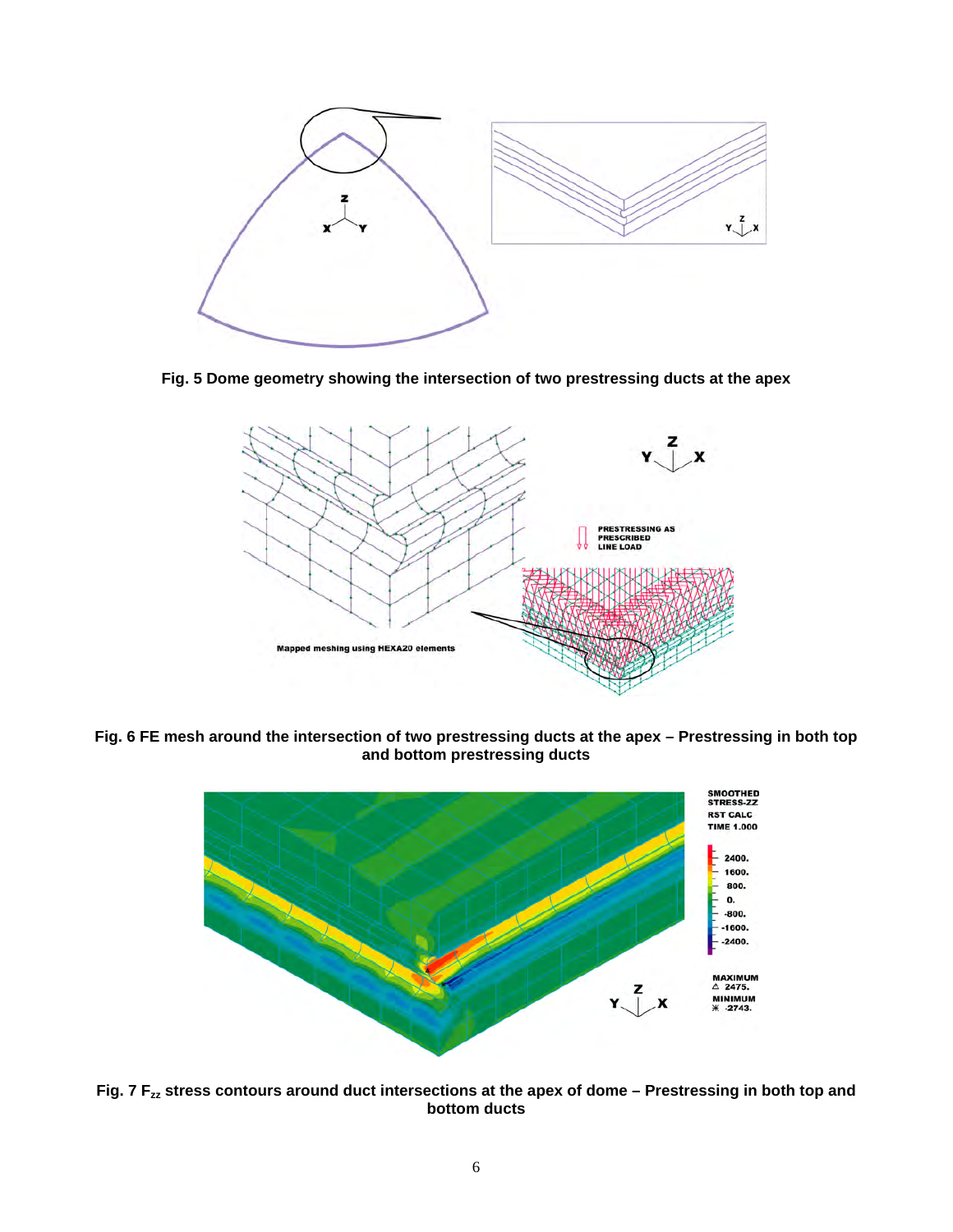**Fig. 5 Dome geometry showing the intersection of two prestressing ducts at the apex**

**Fig. 6 FE mesh around the intersection of two prestressing ducts at the apex – Prestressing in both top and bottom prestressing ducts**

**Fig. 7 $F_{zz}$ stress contours around duct intersections at the apex of dome – Prestressing in both top and bottom ducts**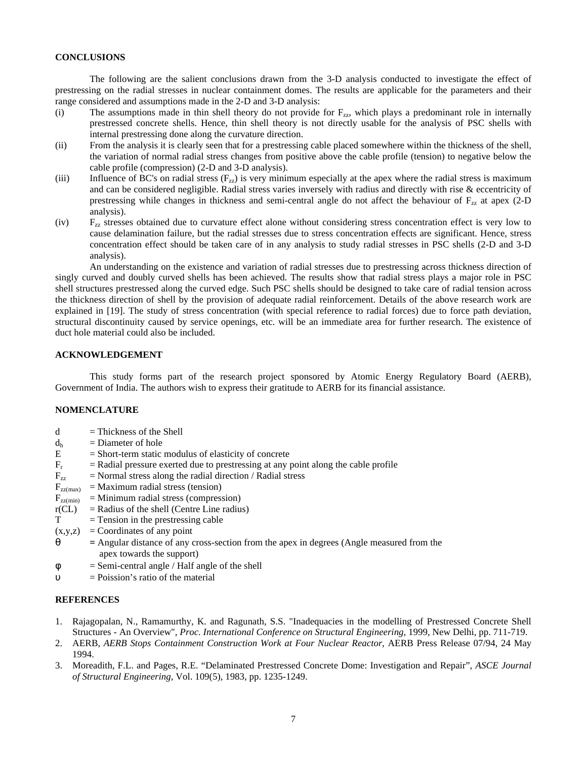## CONCLUSIONS

The following are the salient conclusions drawn from the 3-D analysis conducted to investigate the effect of prestressing on the radial stresses in nuclear containment domes. The results are applicable for the parameters and their range considered and assumptions made in the 2-D and 3-D analysis:

(i) The assumptions made in thin shell theory do not provide for $F_{zz}$, which plays a predominant role in internally prestressed concrete shells. Hence, thin shell theory is not directly usable for the analysis of PSC shells with internal prestressing done along the curvature direction.

(ii) From the analysis it is clearly seen that for a prestressing cable placed somewhere within the thickness of the shell, the variation of normal radial stress changes from positive above the cable profile (tension) to negative below the cable profile (compression) (2-D and 3-D analysis).

(iii) Influence of BC's on radial stress ($F_{zz}$) is very minimum especially at the apex where the radial stress is maximum and can be considered negligible. Radial stress varies inversely with radius and directly with rise & eccentricity of prestressing while changes in thickness and semi-central angle do not affect the behaviour of $F_{zz}$ at apex (2-D analysis).

(iv) $F_{zz}$ stresses obtained due to curvature effect alone without considering stress concentration effect is very low to cause delamination failure, but the radial stresses due to stress concentration effects are significant. Hence, stress concentration effect should be taken care of in any analysis to study radial stresses in PSC shells (2-D and 3-D analysis).

An understanding on the existence and variation of radial stresses due to prestressing across thickness direction of singly curved and doubly curved shells has been achieved. The results show that radial stress plays a major role in PSC shell structures prestressed along the curved edge. Such PSC shells should be designed to take care of radial tension across the thickness direction of shell by the provision of adequate radial reinforcement. Details of the above research work are explained in [19]. The study of stress concentration (with special reference to radial forces) due to force path deviation, structural discontinuity caused by service openings, etc. will be an immediate area for further research. The existence of duct hole material could also be included.

## ACKNOWLEDGEMENT

This study forms part of the research project sponsored by Atomic Energy Regulatory Board (AERB), Government of India. The authors wish to express their gratitude to AERB for its financial assistance.

## NOMENCLATURE

- $d$ = Thickness of the Shell
- $d_h$ = Diameter of hole
- $E$ = Short-term static modulus of elasticity of concrete
- $F_r$ = Radial pressure exerted due to prestressing at any point along the cable profile
- $F_{zz}$ = Normal stress along the radial direction / Radial stress
- $F_{zz(max)}$ = Maximum radial stress (tension)
- $F_{zz(min)}$ = Minimum radial stress (compression)
- $r(CL)$ = Radius of the shell (Centre Line radius)
- $T$ = Tension in the prestressing cable
- $(x,y,z)$ = Coordinates of any point
- $\theta$ = Angular distance of any cross-section from the apex in degrees (Angle measured from the apex towards the support)
- $\phi$ = Semi-central angle / Half angle of the shell
- $\upsilon$ = Poission's ratio of the material

## REFERENCES

1. Rajagopalan, N., Ramamurthy, K. and Ragunath, S.S. "Inadequacies in the modelling of Prestressed Concrete Shell Structures - An Overview", *Proc. International Conference on Structural Engineering*, 1999, New Delhi, pp. 711-719.
2. AERB, *AERB Stops Containment Construction Work at Four Nuclear Reactor*, AERB Press Release 07/94, 24 May 1994.
3. Moreadith, F.L. and Pages, R.E. "Delaminated Prestressed Concrete Dome: Investigation and Repair", *ASCE Journal of Structural Engineering*, Vol. 109(5), 1983, pp. 1235-1249.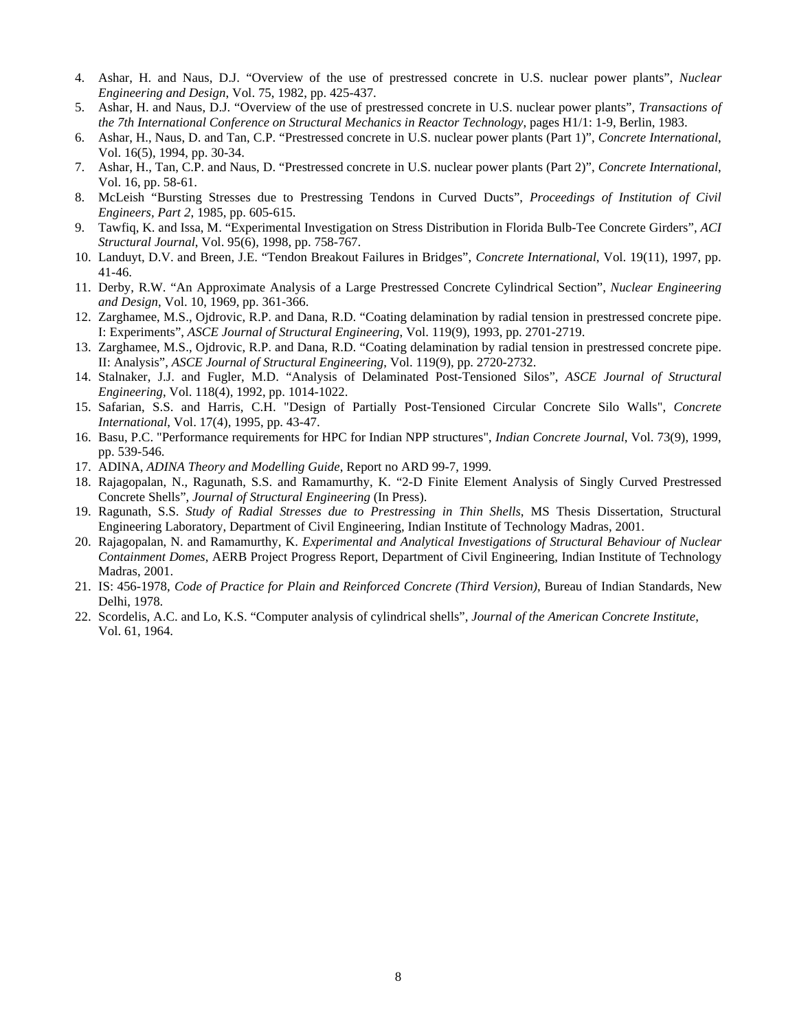4. Ashar, H. and Naus, D.J. "Overview of the use of prestressed concrete in U.S. nuclear power plants", *Nuclear Engineering and Design*, Vol. 75, 1982, pp. 425-437.
5. Ashar, H. and Naus, D.J. "Overview of the use of prestressed concrete in U.S. nuclear power plants", *Transactions of the 7th International Conference on Structural Mechanics in Reactor Technology*, pages H1/1: 1-9, Berlin, 1983.
6. Ashar, H., Naus, D. and Tan, C.P. "Prestressed concrete in U.S. nuclear power plants (Part 1)", *Concrete International*, Vol. 16(5), 1994, pp. 30-34.
7. Ashar, H., Tan, C.P. and Naus, D. "Prestressed concrete in U.S. nuclear power plants (Part 2)", *Concrete International*, Vol. 16, pp. 58-61.
8. McLeish "Bursting Stresses due to Prestressing Tendons in Curved Ducts", *Proceedings of Institution of Civil Engineers, Part 2*, 1985, pp. 605-615.
9. Tawfiq, K. and Issa, M. "Experimental Investigation on Stress Distribution in Florida Bulb-Tee Concrete Girders", *ACI Structural Journal*, Vol. 95(6), 1998, pp. 758-767.
10. Landuyt, D.V. and Breen, J.E. "Tendon Breakout Failures in Bridges", *Concrete International*, Vol. 19(11), 1997, pp. 41-46.
11. Derby, R.W. "An Approximate Analysis of a Large Prestressed Concrete Cylindrical Section", *Nuclear Engineering and Design*, Vol. 10, 1969, pp. 361-366.
12. Zarghamee, M.S., Ojdrovic, R.P. and Dana, R.D. "Coating delamination by radial tension in prestressed concrete pipe. I: Experiments", *ASCE Journal of Structural Engineering*, Vol. 119(9), 1993, pp. 2701-2719.
13. Zarghamee, M.S., Ojdrovic, R.P. and Dana, R.D. "Coating delamination by radial tension in prestressed concrete pipe. II: Analysis", *ASCE Journal of Structural Engineering*, Vol. 119(9), pp. 2720-2732.
14. Stalnaker, J.J. and Fugler, M.D. "Analysis of Delaminated Post-Tensioned Silos", *ASCE Journal of Structural Engineering*, Vol. 118(4), 1992, pp. 1014-1022.
15. Safarian, S.S. and Harris, C.H. "Design of Partially Post-Tensioned Circular Concrete Silo Walls", *Concrete International*, Vol. 17(4), 1995, pp. 43-47.
16. Basu, P.C. "Performance requirements for HPC for Indian NPP structures", *Indian Concrete Journal*, Vol. 73(9), 1999, pp. 539-546.
17. ADINA, *ADINA Theory and Modelling Guide*, Report no ARD 99-7, 1999.
18. Rajagopalan, N., Ragunath, S.S. and Ramamurthy, K. "2-D Finite Element Analysis of Singly Curved Prestressed Concrete Shells", *Journal of Structural Engineering* (In Press).
19. Ragunath, S.S. *Study of Radial Stresses due to Prestressing in Thin Shells*, MS Thesis Dissertation, Structural Engineering Laboratory, Department of Civil Engineering, Indian Institute of Technology Madras, 2001.
20. Rajagopalan, N. and Ramamurthy, K. *Experimental and Analytical Investigations of Structural Behaviour of Nuclear Containment Domes*, AERB Project Progress Report, Department of Civil Engineering, Indian Institute of Technology Madras, 2001.
21. IS: 456-1978, *Code of Practice for Plain and Reinforced Concrete (Third Version)*, Bureau of Indian Standards, New Delhi, 1978.
22. Scordelis, A.C. and Lo, K.S. "Computer analysis of cylindrical shells", *Journal of the American Concrete Institute*, Vol. 61, 1964.